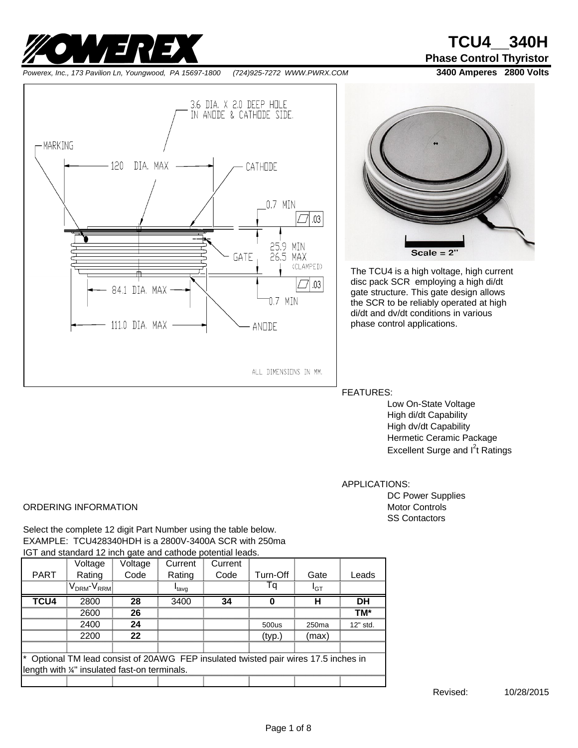# TCU4__340H

## Phase Control Thyristor

**3400 Amperes 2800 Volts**

*Powerex, Inc., 173 Pavilion Ln, Youngwood, PA 15697-1800 (724)925-7272 WWW.PWRX.COM*

3.6 DIA. X 2.0 DEEP HOLE IN ANODE & CATHODE SIDE.

MARKING

120 DIA. MAX

CATHODE

0.7 MIN

.03

GATE

25.9 MIN
26.5 MAX
(CLAMPED)

.03

84.1 DIA. MAX

0.7 MIN

111.0 DIA. MAX

ANODE

ALL DIMENSIONS IN MM.

Scale = 2"

The TCU4 is a high voltage, high current disc pack SCR employing a high di/dt gate structure. This gate design allows the SCR to be reliably operated at high di/dt and dv/dt conditions in various phase control applications.

FEATURES:

- Low On-State Voltage
- High di/dt Capability
- High dv/dt Capability
- Hermetic Ceramic Package
- Excellent Surge and $I^2t$ Ratings

APPLICATIONS:

- DC Power Supplies
- Motor Controls
- SS Contactors

ORDERING INFORMATION

Select the complete 12 digit Part Number using the table below.
EXAMPLE: TCU428340HDH is a 2800V-3400A SCR with 250ma IGT and standard 12 inch gate and cathode potential leads.

| PART | Voltage Rating | Voltage Code | Current Rating | Current Code | Turn-Off | Gate | Leads |
|---|---|---|---|---|---|---|---|
| | $V_{DRM}$-$V_{RRM}$ | | $I_{tavg}$ | | Tq | $I_{GT}$ | |
| **TCU4** | 2800 | **28** | 3400 | **34** | **0** | **H** | **DH** |
| | 2600 | **26** | | | | | **TM*** |
| | 2400 | **24** | | | 500us | 250ma | 12" std. |
| | 2200 | **22** | | | (typ.) | (max) | |

* Optional TM lead consist of 20AWG FEP insulated twisted pair wires 17.5 inches in length with ¼" insulated fast-on terminals.

Revised: 10/28/2015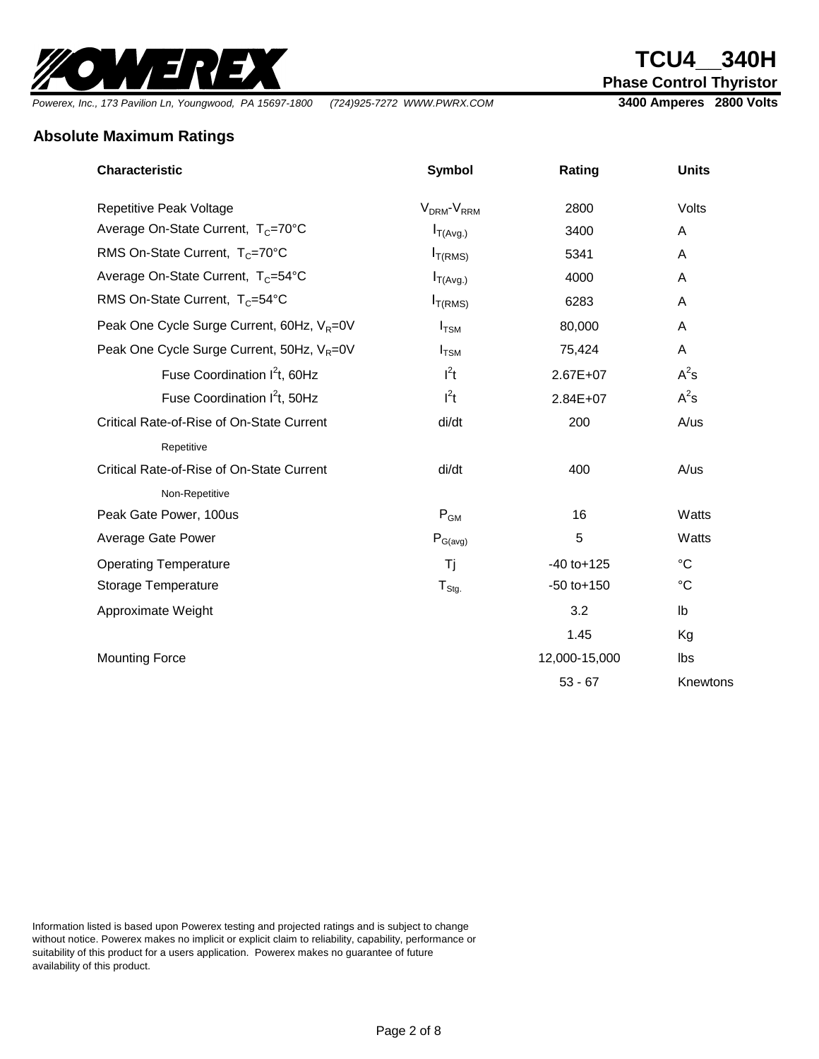# TCU4__340H

**Phase Control Thyristor**

*Powerex, Inc., 173 Pavilion Ln, Youngwood, PA 15697-1800 (724)925-7272 WWW.PWRX.COM*

**3400 Amperes 2800 Volts**

## Absolute Maximum Ratings

| Characteristic | Symbol | Rating | Units |
|---|---|---|---|
| Repetitive Peak Voltage | $V_{DRM}$-$V_{RRM}$ | 2800 | Volts |
| Average On-State Current, $T_C$=70°C | $I_{T(Avg.)}$ | 3400 | A |
| RMS On-State Current, $T_C$=70°C | $I_{T(RMS)}$ | 5341 | A |
| Average On-State Current, $T_C$=54°C | $I_{T(Avg.)}$ | 4000 | A |
| RMS On-State Current, $T_C$=54°C | $I_{T(RMS)}$ | 6283 | A |
| Peak One Cycle Surge Current, 60Hz, $V_R$=0V | $I_{TSM}$ | 80,000 | A |
| Peak One Cycle Surge Current, 50Hz, $V_R$=0V | $I_{TSM}$ | 75,424 | A |
| Fuse Coordination $I^2t$, 60Hz | $I^2t$ | 2.67E+07 | $A^2s$ |
| Fuse Coordination $I^2t$, 50Hz | $I^2t$ | 2.84E+07 | $A^2s$ |
| Critical Rate-of-Rise of On-State Current Repetitive | di/dt | 200 | A/us |
| Critical Rate-of-Rise of On-State Current Non-Repetitive | di/dt | 400 | A/us |
| Peak Gate Power, 100us | $P_{GM}$ | 16 | Watts |
| Average Gate Power | $P_{G(avg)}$ | 5 | Watts |
| Operating Temperature | Tj | -40 to+125 | °C |
| Storage Temperature | $T_{Stg.}$ | -50 to+150 | °C |
| Approximate Weight | | 3.2 | lb |
| | | 1.45 | Kg |
| Mounting Force | | 12,000-15,000 | lbs |
| | | 53 - 67 | Knewtons |

Information listed is based upon Powerex testing and projected ratings and is subject to change without notice. Powerex makes no implicit or explicit claim to reliability, capability, performance or suitability of this product for a users application. Powerex makes no guarantee of future availability of this product.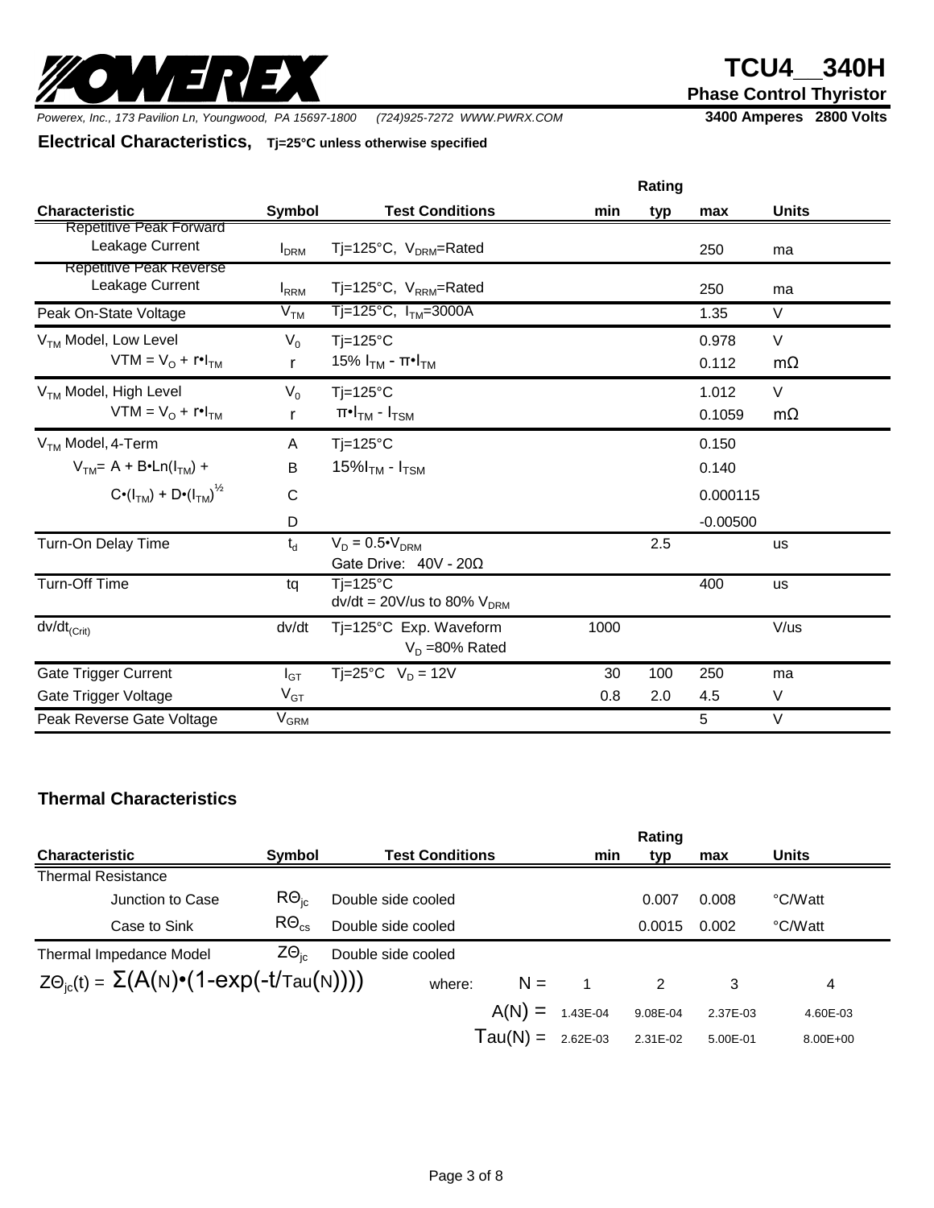## Electrical Characteristics, Tj=25°C unless otherwise specified

| Characteristic | Symbol | Test Conditions | min | typ | max | Units |
|---|---|---|---|---|---|---|
| Repetitive Peak Forward Leakage Current | $I_{DRM}$ | Tj=125°C, $V_{DRM}$=Rated | | | 250 | ma |
| Repetitive Peak Reverse Leakage Current | $I_{RRM}$ | Tj=125°C, $V_{RRM}$=Rated | | | 250 | ma |
| Peak On-State Voltage | $V_{TM}$ | Tj=125°C, $I_{TM}$=3000A | | | 1.35 | V |
| $V_{TM}$ Model, Low Level | $V_0$ | Tj=125°C | | | 0.978 | V |
| $VTM = V_O + r \cdot I_{TM}$ | r | 15% $I_{TM}$ - $\pi \cdot I_{TM}$ | | | 0.112 | mΩ |
| $V_{TM}$ Model, High Level | $V_0$ | Tj=125°C | | | 1.012 | V |
| $VTM = V_O + r \cdot I_{TM}$ | r | $\pi \cdot I_{TM}$ - $I_{TSM}$ | | | 0.1059 | mΩ |
| $V_{TM}$ Model, 4-Term | A | Tj=125°C | | | 0.150 | |
| $V_{TM} = A + B \cdot Ln(I_{TM}) +$ | B | 15%$I_{TM}$ - $I_{TSM}$ | | | 0.140 | |
| $C \cdot (I_{TM}) + D \cdot (I_{TM})^{1/2}$ | C | | | | 0.000115 | |
| | D | | | | -0.00500 | |
| Turn-On Delay Time | $t_d$ | $V_D = 0.5 \cdot V_{DRM}$ Gate Drive: 40V - 20Ω | | 2.5 | | us |
| Turn-Off Time | tq | Tj=125°C dv/dt = 20V/us to 80% $V_{DRM}$ | | | 400 | us |
| $dv/dt_{(Crit)}$ | dv/dt | Tj=125°C Exp. Waveform $V_D$ =80% Rated | 1000 | | | V/us |
| Gate Trigger Current | $I_{GT}$ | Tj=25°C $V_D$ = 12V | 30 | 100 | 250 | ma |
| Gate Trigger Voltage | $V_{GT}$ | | 0.8 | 2.0 | 4.5 | V |
| Peak Reverse Gate Voltage | $V_{GRM}$ | | | | 5 | V |

## Thermal Characteristics

| Characteristic | Symbol | Test Conditions | min | typ | max | Units |
|---|---|---|---|---|---|---|
| Thermal Resistance | | | | | | |
| Junction to Case | $R\Theta_{jc}$ | Double side cooled | | 0.007 | 0.008 | °C/Watt |
| Case to Sink | $R\Theta_{cs}$ | Double side cooled | | 0.0015 | 0.002 | °C/Watt |
| Thermal Impedance Model | $Z\Theta_{jc}$ | Double side cooled | | | | |

$$Z\Theta_{jc}(t) = \Sigma(A(N) \cdot (1 - \exp(-t/Tau(N))))$$

where:

| | N = 1 | 2 | 3 | 4 |
|---|---|---|---|---|
| A(N) = | 1.43E-04 | 9.08E-04 | 2.37E-03 | 4.60E-03 |
| Tau(N) = | 2.62E-03 | 2.31E-02 | 5.00E-01 | 8.00E+00 |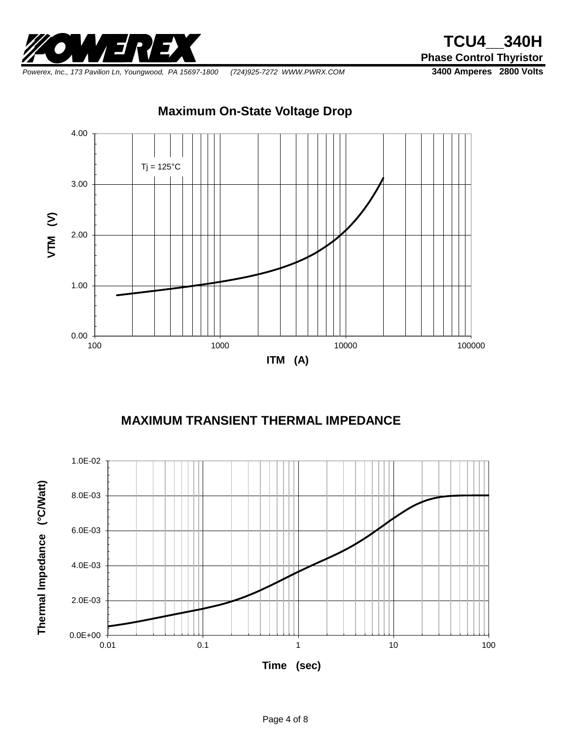**TCU4__340H**
**Phase Control Thyristor**
**3400 Amperes 2800 Volts**

*Powerex, Inc., 173 Pavilion Ln, Youngwood, PA 15697-1800 (724)925-7272 WWW.PWRX.COM*

## Maximum On-State Voltage Drop

Tj = 125°C

VTM (V)

ITM (A)

## MAXIMUM TRANSIENT THERMAL IMPEDANCE

Thermal Impedance (°C/Watt)

Time (sec)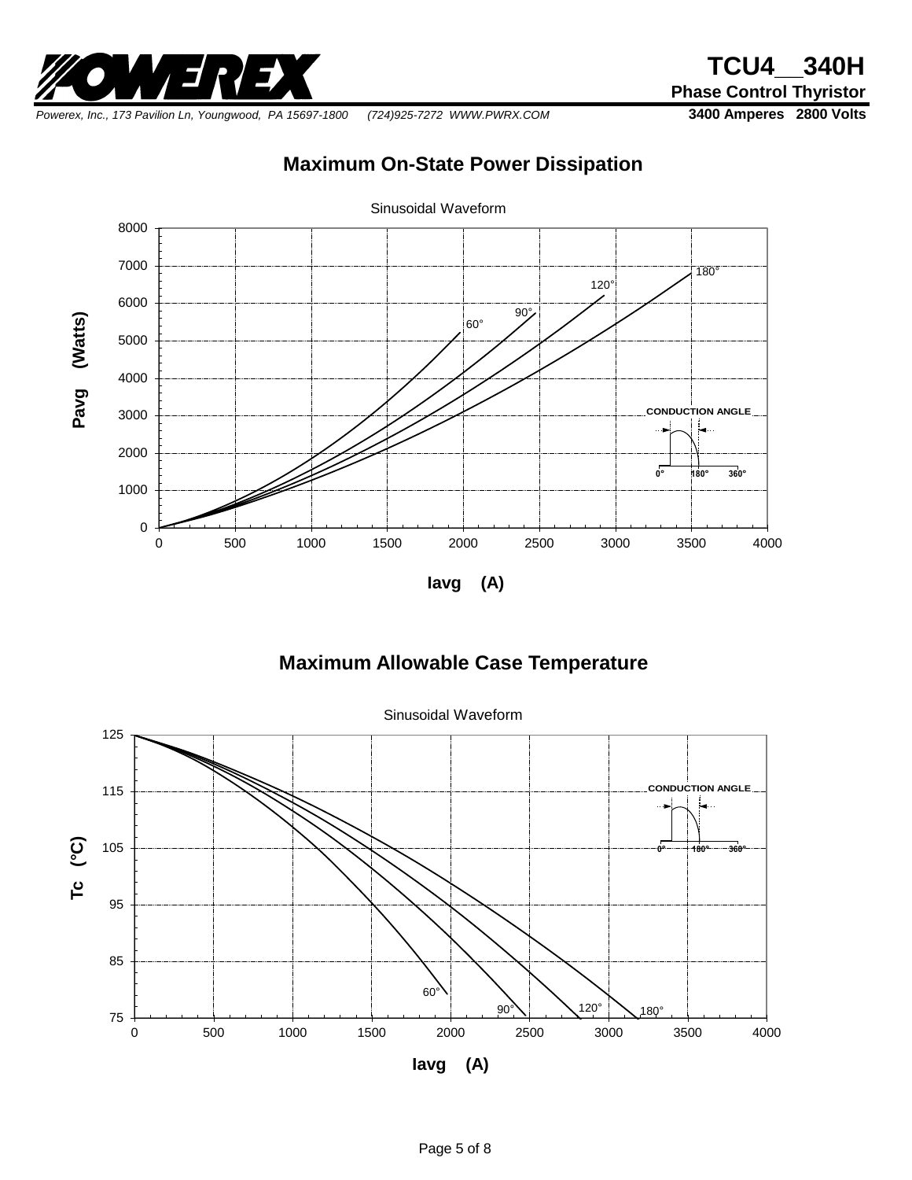# Maximum On-State Power Dissipation

Sinusoidal Waveform

Pavg (Watts)

Iavg (A)

60°, 90°, 120°, 180°

CONDUCTION ANGLE

0° 180° 360°

# Maximum Allowable Case Temperature

Sinusoidal Waveform

Tc (°C)

Iavg (A)

60°, 90°, 120°, 180°

CONDUCTION ANGLE

0° 180° 360°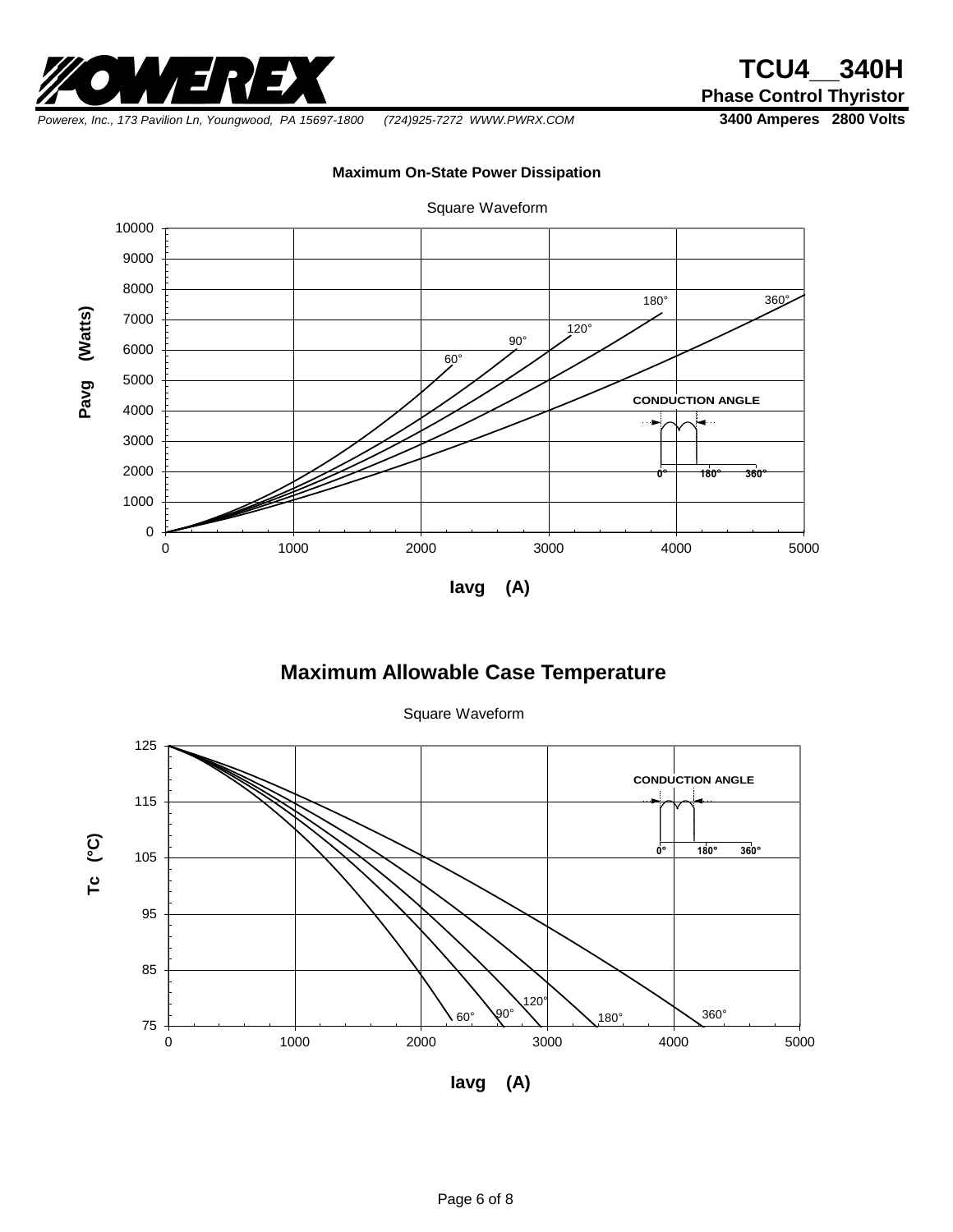## Maximum On-State Power Dissipation

Square Waveform

Pavg (Watts) vs. Iavg (A)

CONDUCTION ANGLE: 60°, 90°, 120°, 180°, 360°

## Maximum Allowable Case Temperature

Square Waveform

Tc (°C) vs. Iavg (A)

CONDUCTION ANGLE: 60°, 90°, 120°, 180°, 360°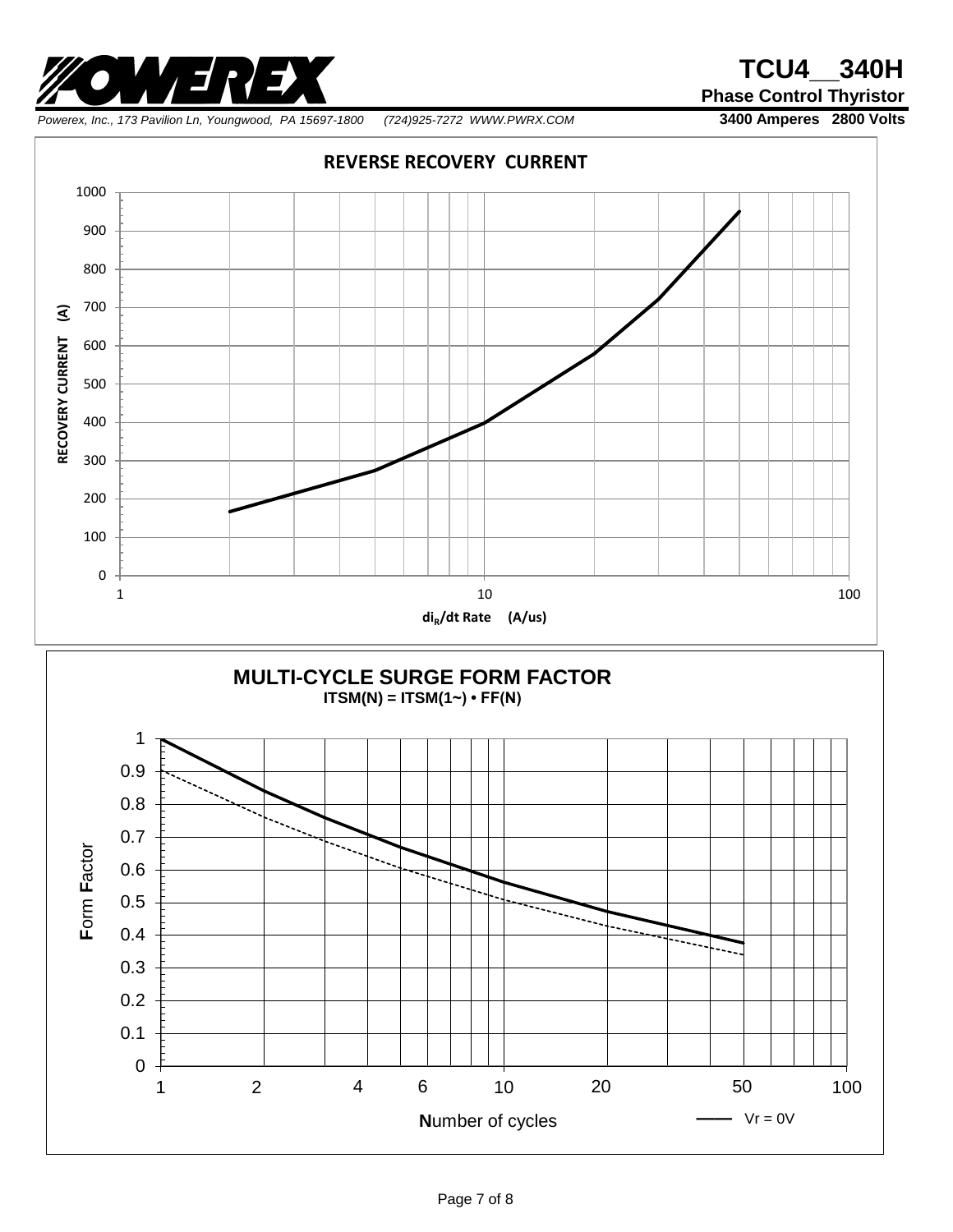# REVERSE RECOVERY CURRENT

RECOVERY CURRENT (A)

1000
900
800
700
600
500
400
300
200
100
0

1 10 100

$di_R/dt$ Rate (A/us)

# MULTI-CYCLE SURGE FORM FACTOR

**ITSM(N) = ITSM(1~) • FF(N)**

**F**orm **F**actor

1
0.9
0.8
0.7
0.6
0.5
0.4
0.3
0.2
0.1
0

1 2 4 6 10 20 50 100

**N**umber of cycles

Vr = 0V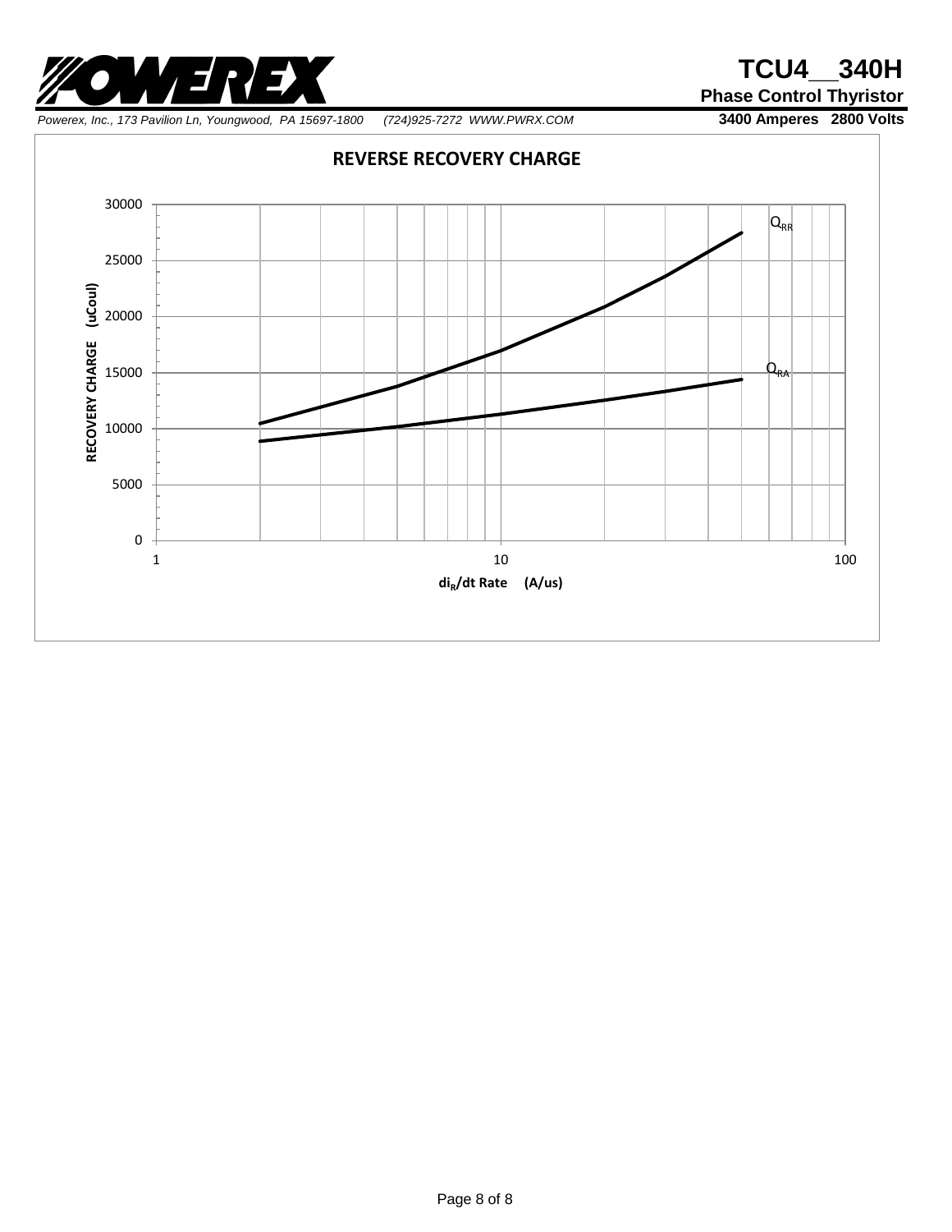REVERSE RECOVERY CHARGE

RECOVERY CHARGE (uCoul)

30000
25000
20000
15000
10000
5000
0

1
10
100

$di_R$/dt Rate (A/us)

$Q_{RR}$

$Q_{RA}$